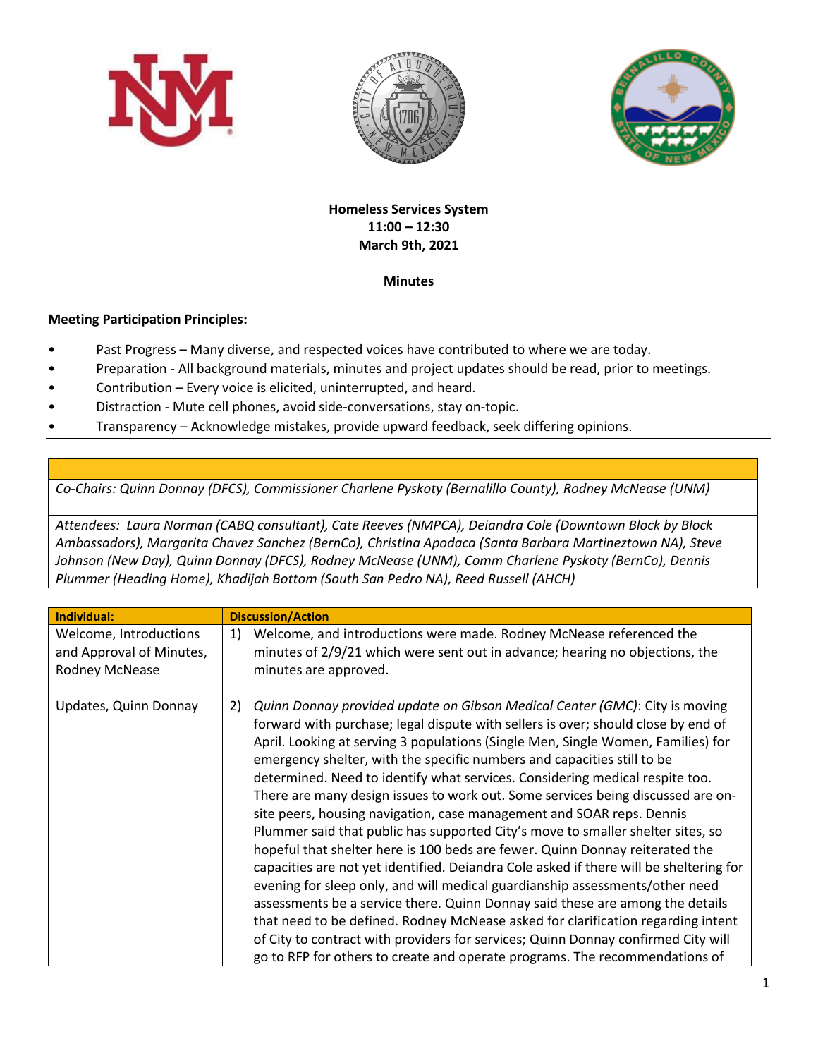**Homeless Services System**
**11:00 – 12:30**
**March 9th, 2021**

**Minutes**

**Meeting Participation Principles:**

- Past Progress – Many diverse, and respected voices have contributed to where we are today.
- Preparation - All background materials, minutes and project updates should be read, prior to meetings.
- Contribution – Every voice is elicited, uninterrupted, and heard.
- Distraction - Mute cell phones, avoid side-conversations, stay on-topic.
- Transparency – Acknowledge mistakes, provide upward feedback, seek differing opinions.

*Co-Chairs: Quinn Donnay (DFCS), Commissioner Charlene Pyskoty (Bernalillo County), Rodney McNease (UNM)*

*Attendees: Laura Norman (CABQ consultant), Cate Reeves (NMPCA), Deiandra Cole (Downtown Block by Block Ambassadors), Margarita Chavez Sanchez (BernCo), Christina Apodaca (Santa Barbara Martineztown NA), Steve Johnson (New Day), Quinn Donnay (DFCS), Rodney McNease (UNM), Comm Charlene Pyskoty (BernCo), Dennis Plummer (Heading Home), Khadijah Bottom (South San Pedro NA), Reed Russell (AHCH)*

| Individual: | Discussion/Action |
|---|---|
| Welcome, Introductions and Approval of Minutes, Rodney McNease | 1) Welcome, and introductions were made. Rodney McNease referenced the minutes of 2/9/21 which were sent out in advance; hearing no objections, the minutes are approved. |
| Updates, Quinn Donnay | 2) *Quinn Donnay provided update on Gibson Medical Center (GMC)*: City is moving forward with purchase; legal dispute with sellers is over; should close by end of April. Looking at serving 3 populations (Single Men, Single Women, Families) for emergency shelter, with the specific numbers and capacities still to be determined. Need to identify what services. Considering medical respite too. There are many design issues to work out. Some services being discussed are on-site peers, housing navigation, case management and SOAR reps. Dennis Plummer said that public has supported City's move to smaller shelter sites, so hopeful that shelter here is 100 beds are fewer. Quinn Donnay reiterated the capacities are not yet identified. Deiandra Cole asked if there will be sheltering for evening for sleep only, and will medical guardianship assessments/other need assessments be a service there. Quinn Donnay said these are among the details that need to be defined. Rodney McNease asked for clarification regarding intent of City to contract with providers for services; Quinn Donnay confirmed City will go to RFP for others to create and operate programs. The recommendations of |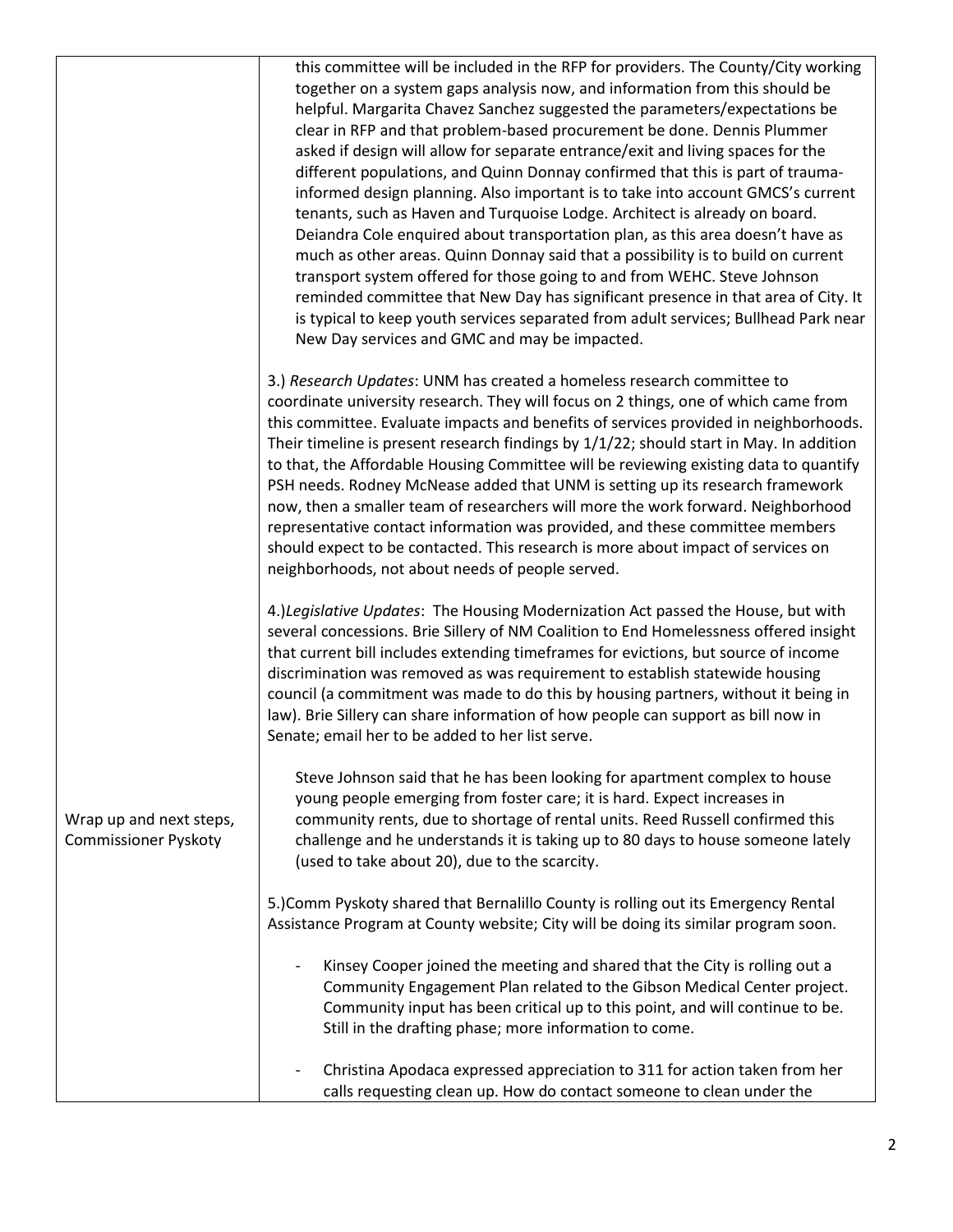| | |
|---|---|
| | this committee will be included in the RFP for providers. The County/City working together on a system gaps analysis now, and information from this should be helpful. Margarita Chavez Sanchez suggested the parameters/expectations be clear in RFP and that problem-based procurement be done. Dennis Plummer asked if design will allow for separate entrance/exit and living spaces for the different populations, and Quinn Donnay confirmed that this is part of trauma-informed design planning. Also important is to take into account GMCS's current tenants, such as Haven and Turquoise Lodge. Architect is already on board. Deiandra Cole enquired about transportation plan, as this area doesn't have as much as other areas. Quinn Donnay said that a possibility is to build on current transport system offered for those going to and from WEHC. Steve Johnson reminded committee that New Day has significant presence in that area of City. It is typical to keep youth services separated from adult services; Bullhead Park near New Day services and GMC and may be impacted.<br><br>3.) *Research Updates*: UNM has created a homeless research committee to coordinate university research. They will focus on 2 things, one of which came from this committee. Evaluate impacts and benefits of services provided in neighborhoods. Their timeline is present research findings by 1/1/22; should start in May. In addition to that, the Affordable Housing Committee will be reviewing existing data to quantify PSH needs. Rodney McNease added that UNM is setting up its research framework now, then a smaller team of researchers will more the work forward. Neighborhood representative contact information was provided, and these committee members should expect to be contacted. This research is more about impact of services on neighborhoods, not about needs of people served.<br><br>4.)*Legislative Updates*: The Housing Modernization Act passed the House, but with several concessions. Brie Sillery of NM Coalition to End Homelessness offered insight that current bill includes extending timeframes for evictions, but source of income discrimination was removed as was requirement to establish statewide housing council (a commitment was made to do this by housing partners, without it being in law). Brie Sillery can share information of how people can support as bill now in Senate; email her to be added to her list serve. |
| Wrap up and next steps, Commissioner Pyskoty | Steve Johnson said that he has been looking for apartment complex to house young people emerging from foster care; it is hard. Expect increases in community rents, due to shortage of rental units. Reed Russell confirmed this challenge and he understands it is taking up to 80 days to house someone lately (used to take about 20), due to the scarcity.<br><br>5.)Comm Pyskoty shared that Bernalillo County is rolling out its Emergency Rental Assistance Program at County website; City will be doing its similar program soon.<br><br>- Kinsey Cooper joined the meeting and shared that the City is rolling out a Community Engagement Plan related to the Gibson Medical Center project. Community input has been critical up to this point, and will continue to be. Still in the drafting phase; more information to come.<br><br>- Christina Apodaca expressed appreciation to 311 for action taken from her calls requesting clean up. How do contact someone to clean under the |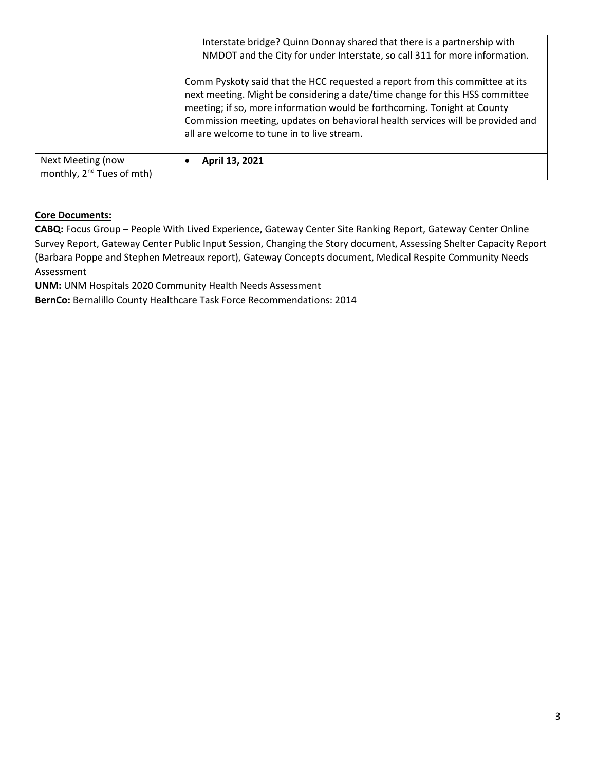| | |
|---|---|
| | Interstate bridge? Quinn Donnay shared that there is a partnership with NMDOT and the City for under Interstate, so call 311 for more information.<br><br>Comm Pyskoty said that the HCC requested a report from this committee at its next meeting. Might be considering a date/time change for this HSS committee meeting; if so, more information would be forthcoming. Tonight at County Commission meeting, updates on behavioral health services will be provided and all are welcome to tune in to live stream. |
| Next Meeting (now monthly, 2nd Tues of mth) | • **April 13, 2021** |

**Core Documents:**

**CABQ:** Focus Group – People With Lived Experience, Gateway Center Site Ranking Report, Gateway Center Online Survey Report, Gateway Center Public Input Session, Changing the Story document, Assessing Shelter Capacity Report (Barbara Poppe and Stephen Metreaux report), Gateway Concepts document, Medical Respite Community Needs Assessment

**UNM:** UNM Hospitals 2020 Community Health Needs Assessment

**BernCo:** Bernalillo County Healthcare Task Force Recommendations: 2014